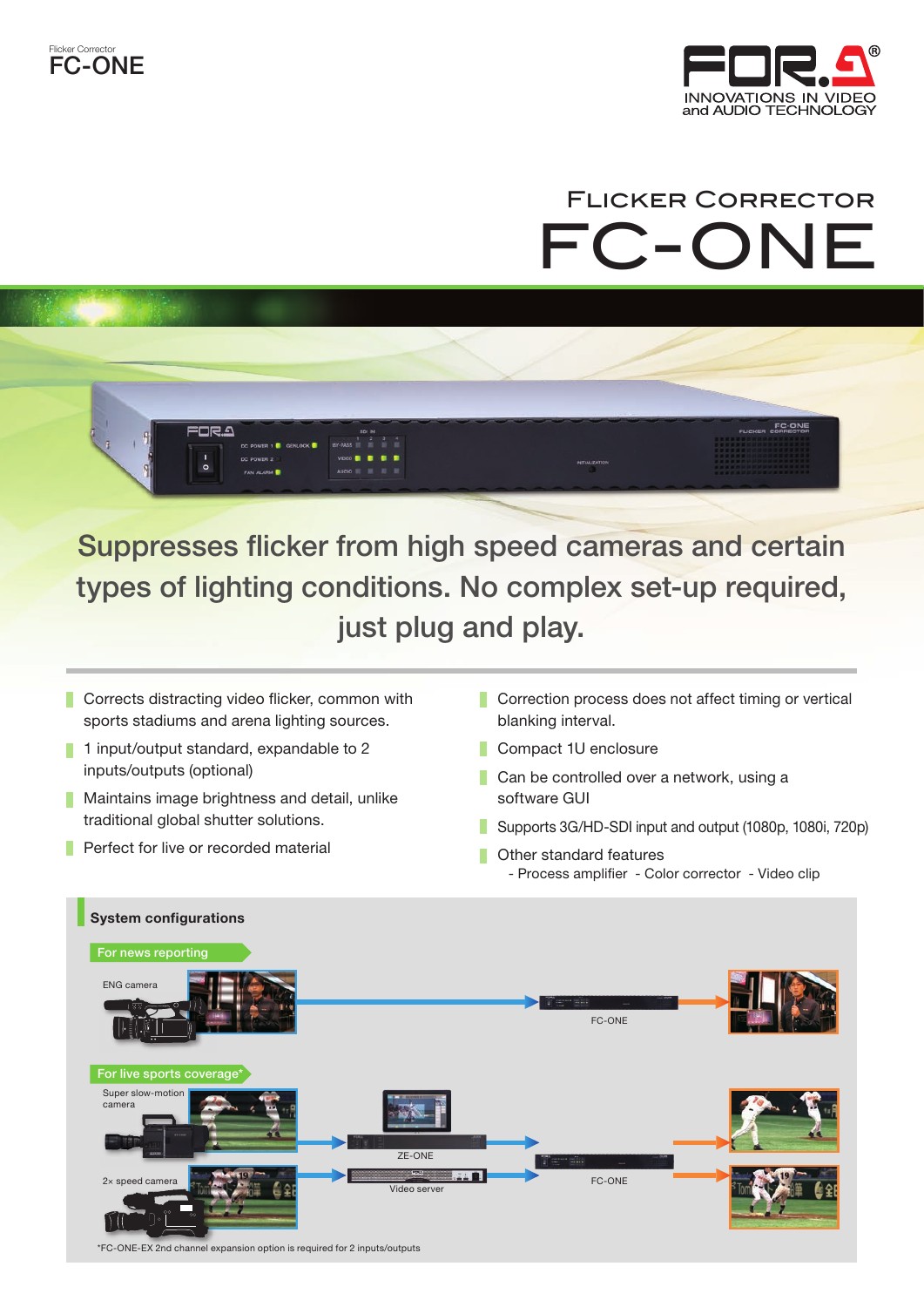Flicker Corrector
FC-ONE

FOR.A
INNOVATIONS IN VIDEO and AUDIO TECHNOLOGY

# FLICKER CORRECTOR
# FC-ONE

## Suppresses flicker from high speed cameras and certain types of lighting conditions. No complex set-up required, just plug and play.

- Corrects distracting video flicker, common with sports stadiums and arena lighting sources.
- 1 input/output standard, expandable to 2 inputs/outputs (optional)
- Maintains image brightness and detail, unlike traditional global shutter solutions.
- Perfect for live or recorded material
- Correction process does not affect timing or vertical blanking interval.
- Compact 1U enclosure
- Can be controlled over a network, using a software GUI
- Supports 3G/HD-SDI input and output (1080p, 1080i, 720p)
- Other standard features
  - Process amplifier - Color corrector - Video clip

### System configurations

**For news reporting**

ENG camera → FC-ONE

**For live sports coverage***

Super slow-motion camera → ZE-ONE → FC-ONE

2× speed camera → Video server → FC-ONE

*FC-ONE-EX 2nd channel expansion option is required for 2 inputs/outputs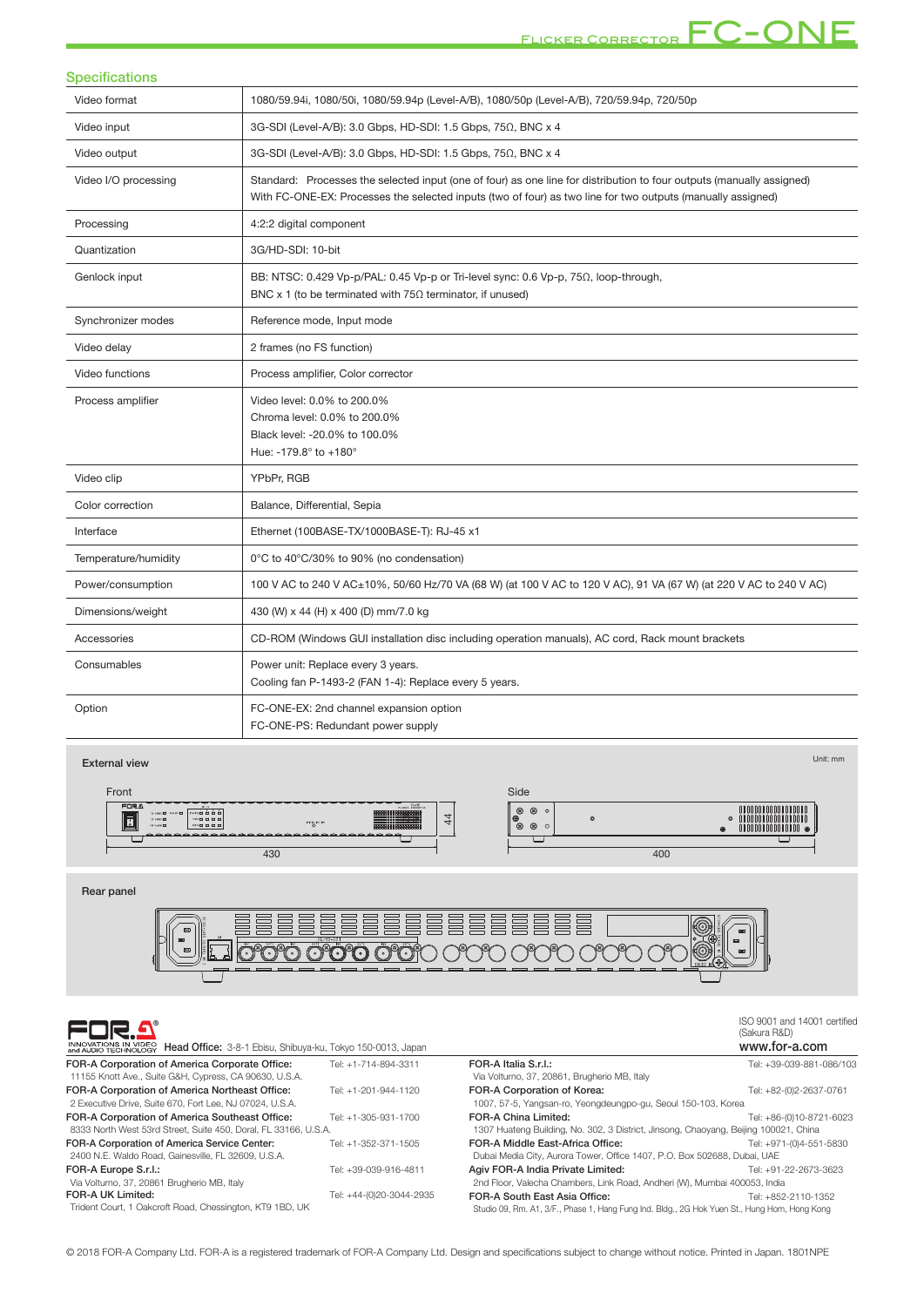## Specifications

| | |
|---|---|
| Video format | 1080/59.94i, 1080/50i, 1080/59.94p (Level-A/B), 1080/50p (Level-A/B), 720/59.94p, 720/50p |
| Video input | 3G-SDI (Level-A/B): 3.0 Gbps, HD-SDI: 1.5 Gbps, 75Ω, BNC x 4 |
| Video output | 3G-SDI (Level-A/B): 3.0 Gbps, HD-SDI: 1.5 Gbps, 75Ω, BNC x 4 |
| Video I/O processing | Standard: Processes the selected input (one of four) as one line for distribution to four outputs (manually assigned)<br>With FC-ONE-EX: Processes the selected inputs (two of four) as two line for two outputs (manually assigned) |
| Processing | 4:2:2 digital component |
| Quantization | 3G/HD-SDI: 10-bit |
| Genlock input | BB: NTSC: 0.429 Vp-p/PAL: 0.45 Vp-p or Tri-level sync: 0.6 Vp-p, 75Ω, loop-through,<br>BNC x 1 (to be terminated with 75Ω terminator, if unused) |
| Synchronizer modes | Reference mode, Input mode |
| Video delay | 2 frames (no FS function) |
| Video functions | Process amplifier, Color corrector |
| Process amplifier | Video level: 0.0% to 200.0%<br>Chroma level: 0.0% to 200.0%<br>Black level: -20.0% to 100.0%<br>Hue: -179.8° to +180° |
| Video clip | YPbPr, RGB |
| Color correction | Balance, Differential, Sepia |
| Interface | Ethernet (100BASE-TX/1000BASE-T): RJ-45 x1 |
| Temperature/humidity | 0°C to 40°C/30% to 90% (no condensation) |
| Power/consumption | 100 V AC to 240 V AC±10%, 50/60 Hz/70 VA (68 W) (at 100 V AC to 120 V AC), 91 VA (67 W) (at 220 V AC to 240 V AC) |
| Dimensions/weight | 430 (W) x 44 (H) x 400 (D) mm/7.0 kg |
| Accessories | CD-ROM (Windows GUI installation disc including operation manuals), AC cord, Rack mount brackets |
| Consumables | Power unit: Replace every 3 years.<br>Cooling fan P-1493-2 (FAN 1-4): Replace every 5 years. |
| Option | FC-ONE-EX: 2nd channel expansion option<br>FC-ONE-PS: Redundant power supply |

### External view

Unit: mm

Front

44

430

Side

400

### Rear panel

INNOVATIONS IN VIDEO and AUDIO TECHNOLOGY **Head Office:** 3-8-1 Ebisu, Shibuya-ku, Tokyo 150-0013, Japan

ISO 9001 and 14001 certified (Sakura R&D)

**www.for-a.com**

**FOR-A Corporation of America Corporate Office:** Tel: +1-714-894-3311
11155 Knott Ave., Suite G&H, Cypress, CA 90630, U.S.A.

**FOR-A Corporation of America Northeast Office:** Tel: +1-201-944-1120
2 Executive Drive, Suite 670, Fort Lee, NJ 07024, U.S.A.

**FOR-A Corporation of America Southeast Office:** Tel: +1-305-931-1700
8333 North West 53rd Street, Suite 450, Doral, FL 33166, U.S.A.

**FOR-A Corporation of America Service Center:** Tel: +1-352-371-1505
2400 N.E. Waldo Road, Gainesville, FL 32609, U.S.A.

**FOR-A Europe S.r.l.:** Tel: +39-039-916-4811
Via Volturno, 37, 20861 Brugherio MB, Italy

**FOR-A UK Limited:** Tel: +44-(0)20-3044-2935
Trident Court, 1 Oakcroft Road, Chessington, KT9 1BD, UK

**FOR-A Italia S.r.l.:** Tel: +39-039-881-086/103
Via Volturno, 37, 20861, Brugherio MB, Italy

**FOR-A Corporation of Korea:** Tel: +82-(0)2-2637-0761
1007, 57-5, Yangsan-ro, Yeongdeungpo-gu, Seoul 150-103, Korea

**FOR-A China Limited:** Tel: +86-(0)10-8721-6023
1307 Huateng Building, No. 302, 3 District, Jinsong, Chaoyang, Beijing 100021, China

**FOR-A Middle East-Africa Office:** Tel: +971-(0)4-551-5830
Dubai Media City, Aurora Tower, Office 1407, P.O. Box 502688, Dubai, UAE

**Agiv FOR-A India Private Limited:** Tel: +91-22-2673-3623
2nd Floor, Valecha Chambers, Link Road, Andheri (W), Mumbai 400053, India

**FOR-A South East Asia Office:** Tel: +852-2110-1352
Studio 09, Rm. A1, 3/F., Phase 1, Hang Fung Ind. Bldg., 2G Hok Yuen St., Hung Hom, Hong Kong

© 2018 FOR-A Company Ltd. FOR-A is a registered trademark of FOR-A Company Ltd. Design and specifications subject to change without notice. Printed in Japan. 1801NPE